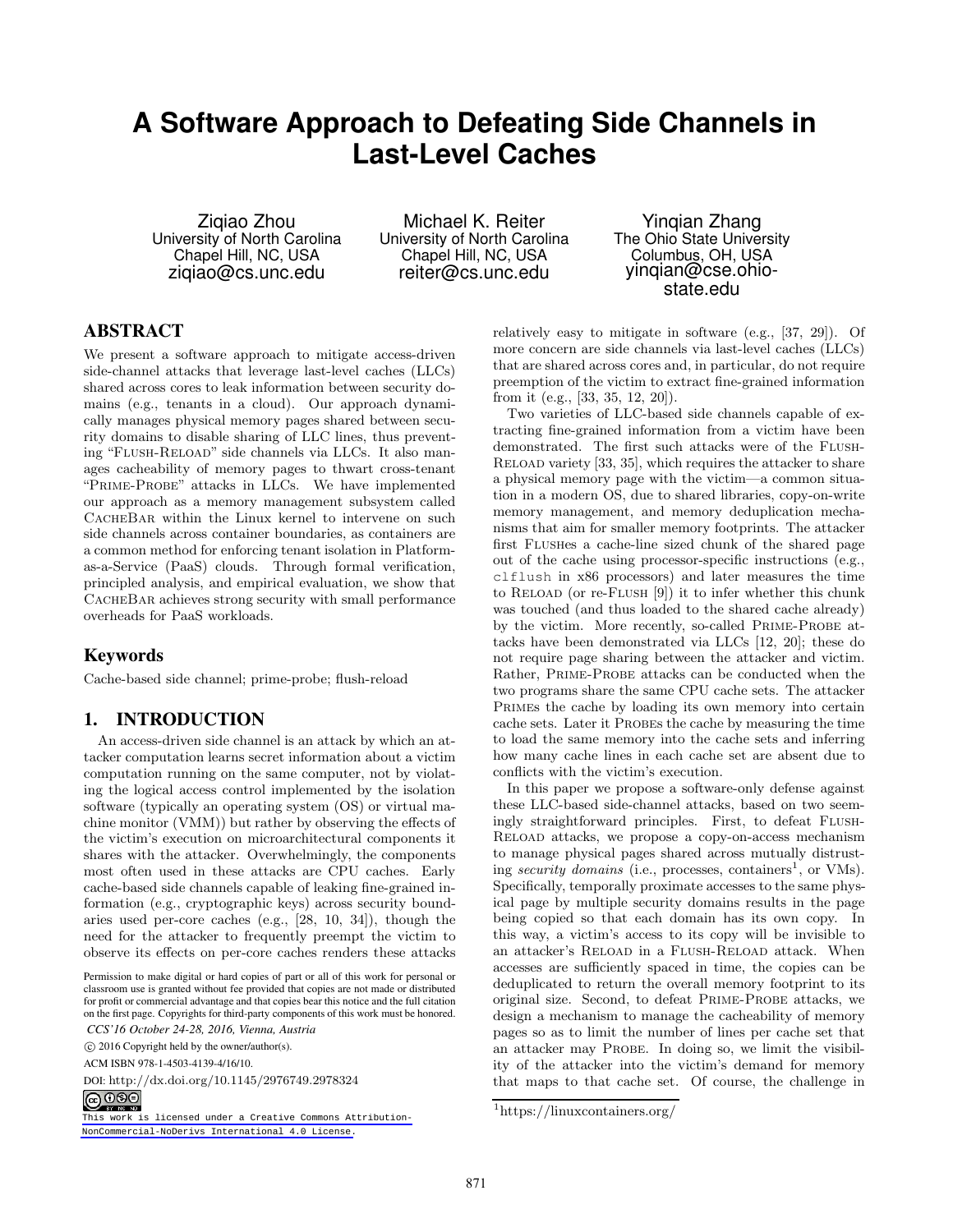# A Software Approach to Defeating Side Channels in Last-Level Caches

Ziqiao Zhou
University of North Carolina
Chapel Hill, NC, USA
ziqiao@cs.unc.edu

Michael K. Reiter
University of North Carolina
Chapel Hill, NC, USA
reiter@cs.unc.edu

Yinqian Zhang
The Ohio State University
Columbus, OH, USA
yinqian@cse.ohio-state.edu

## ABSTRACT

We present a software approach to mitigate access-driven side-channel attacks that leverage last-level caches (LLCs) shared across cores to leak information between security domains (e.g., tenants in a cloud). Our approach dynamically manages physical memory pages shared between security domains to disable sharing of LLC lines, thus preventing "FLUSH-RELOAD" side channels via LLCs. It also manages cacheability of memory pages to thwart cross-tenant "PRIME-PROBE" attacks in LLCs. We have implemented our approach as a memory management subsystem called CACHEBAR within the Linux kernel to intervene on such side channels across container boundaries, as containers are a common method for enforcing tenant isolation in Platform-as-a-Service (PaaS) clouds. Through formal verification, principled analysis, and empirical evaluation, we show that CACHEBAR achieves strong security with small performance overheads for PaaS workloads.

## Keywords

Cache-based side channel; prime-probe; flush-reload

## 1. INTRODUCTION

An access-driven side channel is an attack by which an attacker computation learns secret information about a victim computation running on the same computer, not by violating the logical access control implemented by the isolation software (typically an operating system (OS) or virtual machine monitor (VMM)) but rather by observing the effects of the victim's execution on microarchitectural components it shares with the attacker. Overwhelmingly, the components most often used in these attacks are CPU caches. Early cache-based side channels capable of leaking fine-grained information (e.g., cryptographic keys) across security boundaries used per-core caches (e.g., [28, 10, 34]), though the need for the attacker to frequently preempt the victim to observe its effects on per-core caches renders these attacks relatively easy to mitigate in software (e.g., [37, 29]). Of more concern are side channels via last-level caches (LLCs) that are shared across cores and, in particular, do not require preemption of the victim to extract fine-grained information from it (e.g., [33, 35, 12, 20]).

Two varieties of LLC-based side channels capable of extracting fine-grained information from a victim have been demonstrated. The first such attacks were of the FLUSH-RELOAD variety [33, 35], which requires the attacker to share a physical memory page with the victim—a common situation in a modern OS, due to shared libraries, copy-on-write memory management, and memory deduplication mechanisms that aim for smaller memory footprints. The attacker first FLUSHes a cache-line sized chunk of the shared page out of the cache using processor-specific instructions (e.g., `clflush` in x86 processors) and later measures the time to RELOAD (or re-FLUSH [9]) it to infer whether this chunk was touched (and thus loaded to the shared cache already) by the victim. More recently, so-called PRIME-PROBE attacks have been demonstrated via LLCs [12, 20]; these do not require page sharing between the attacker and victim. Rather, PRIME-PROBE attacks can be conducted when the two programs share the same CPU cache sets. The attacker PRIMEs the cache by loading its own memory into certain cache sets. Later it PROBEs the cache by measuring the time to load the same memory into the cache sets and inferring how many cache lines in each cache set are absent due to conflicts with the victim's execution.

In this paper we propose a software-only defense against these LLC-based side-channel attacks, based on two seemingly straightforward principles. First, to defeat FLUSH-RELOAD attacks, we propose a copy-on-access mechanism to manage physical pages shared across mutually distrusting *security domains* (i.e., processes, containers[1], or VMs). Specifically, temporally proximate accesses to the same physical page by multiple security domains results in the page being copied so that each domain has its own copy. In this way, a victim's access to its copy will be invisible to an attacker's RELOAD in a FLUSH-RELOAD attack. When accesses are sufficiently spaced in time, the copies can be deduplicated to return the overall memory footprint to its original size. Second, to defeat PRIME-PROBE attacks, we design a mechanism to manage the cacheability of memory pages so as to limit the number of lines per cache set that an attacker may PROBE. In doing so, we limit the visibility of the attacker into the victim's demand for memory that maps to that cache set. Of course, the challenge in

[1]https://linuxcontainers.org/

Permission to make digital or hard copies of part or all of this work for personal or classroom use is granted without fee provided that copies are not made or distributed for profit or commercial advantage and that copies bear this notice and the full citation on the first page. Copyrights for third-party components of this work must be honored.

*CCS'16 October 24-28, 2016, Vienna, Austria*

© 2016 Copyright held by the owner/author(s).

ACM ISBN 978-1-4503-4139-4/16/10.

DOI: http://dx.doi.org/10.1145/2976749.2978324

This work is licensed under a Creative Commons Attribution-NonCommercial-NoDerivs International 4.0 License.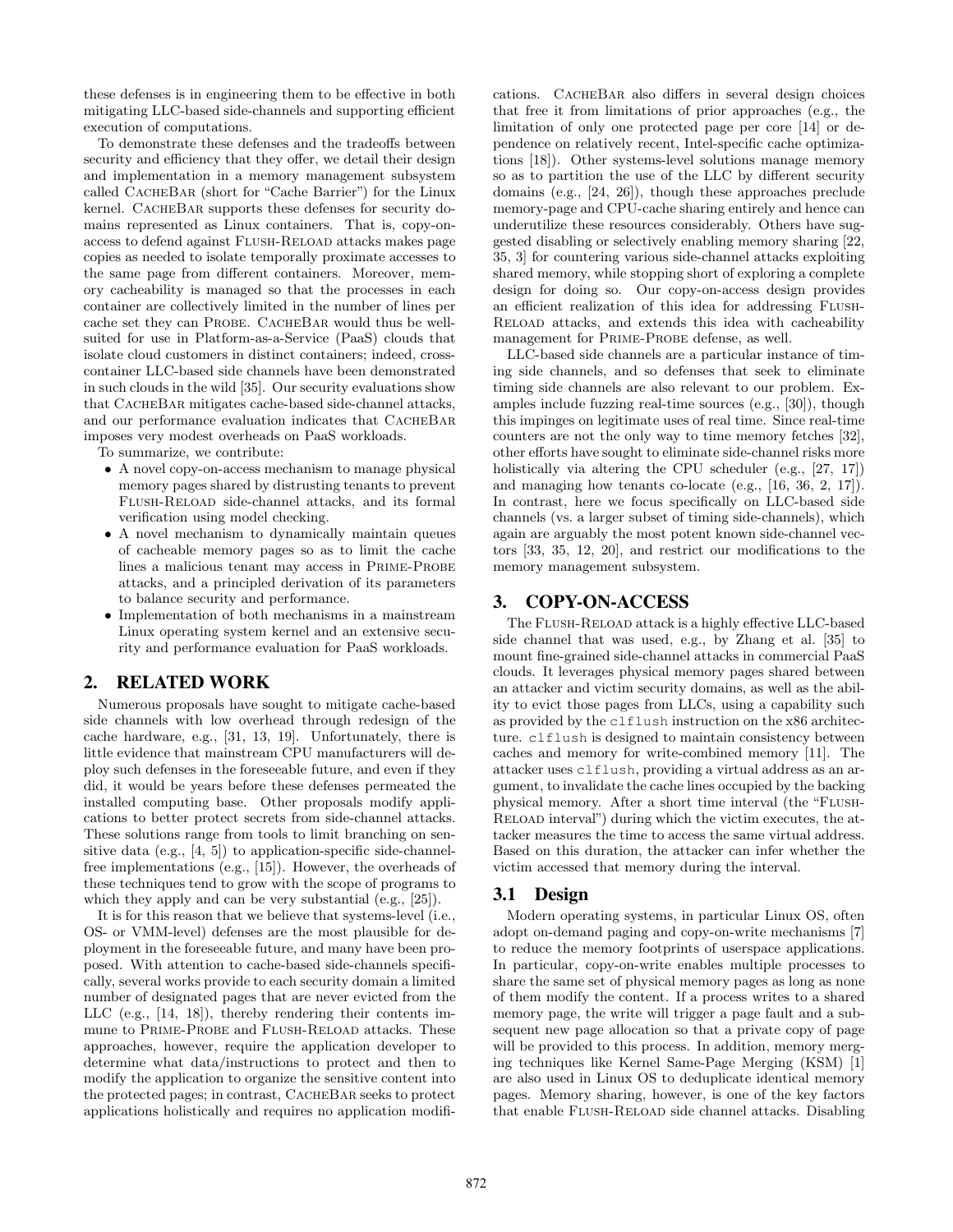these defenses is in engineering them to be effective in both mitigating LLC-based side-channels and supporting efficient execution of computations.

To demonstrate these defenses and the tradeoffs between security and efficiency that they offer, we detail their design and implementation in a memory management subsystem called CacheBar (short for "Cache Barrier") for the Linux kernel. CacheBar supports these defenses for security domains represented as Linux containers. That is, copy-on-access to defend against Flush-Reload attacks makes page copies as needed to isolate temporally proximate accesses to the same page from different containers. Moreover, memory cacheability is managed so that the processes in each container are collectively limited in the number of lines per cache set they can Probe. CacheBar would thus be well-suited for use in Platform-as-a-Service (PaaS) clouds that isolate cloud customers in distinct containers; indeed, cross-container LLC-based side channels have been demonstrated in such clouds in the wild [35]. Our security evaluations show that CacheBar mitigates cache-based side-channel attacks, and our performance evaluation indicates that CacheBar imposes very modest overheads on PaaS workloads.

To summarize, we contribute:

- A novel copy-on-access mechanism to manage physical memory pages shared by distrusting tenants to prevent Flush-Reload side-channel attacks, and its formal verification using model checking.
- A novel mechanism to dynamically maintain queues of cacheable memory pages so as to limit the cache lines a malicious tenant may access in Prime-Probe attacks, and a principled derivation of its parameters to balance security and performance.
- Implementation of both mechanisms in a mainstream Linux operating system kernel and an extensive security and performance evaluation for PaaS workloads.

## 2. RELATED WORK

Numerous proposals have sought to mitigate cache-based side channels with low overhead through redesign of the cache hardware, e.g., [31, 13, 19]. Unfortunately, there is little evidence that mainstream CPU manufacturers will deploy such defenses in the foreseeable future, and even if they did, it would be years before these defenses permeated the installed computing base. Other proposals modify applications to better protect secrets from side-channel attacks. These solutions range from tools to limit branching on sensitive data (e.g., [4, 5]) to application-specific side-channel-free implementations (e.g., [15]). However, the overheads of these techniques tend to grow with the scope of programs to which they apply and can be very substantial (e.g., [25]).

It is for this reason that we believe that systems-level (i.e., OS- or VMM-level) defenses are the most plausible for deployment in the foreseeable future, and many have been proposed. With attention to cache-based side-channels specifically, several works provide to each security domain a limited number of designated pages that are never evicted from the LLC (e.g., [14, 18]), thereby rendering their contents immune to Prime-Probe and Flush-Reload attacks. These approaches, however, require the application developer to determine what data/instructions to protect and then to modify the application to organize the sensitive content into the protected pages; in contrast, CacheBar seeks to protect applications holistically and requires no application modifications. CacheBar also differs in several design choices that free it from limitations of prior approaches (e.g., the limitation of only one protected page per core [14] or dependence on relatively recent, Intel-specific cache optimizations [18]). Other systems-level solutions manage memory so as to partition the use of the LLC by different security domains (e.g., [24, 26]), though these approaches preclude memory-page and CPU-cache sharing entirely and hence can underutilize these resources considerably. Others have suggested disabling or selectively enabling memory sharing [22, 35, 3] for countering various side-channel attacks exploiting shared memory, while stopping short of exploring a complete design for doing so. Our copy-on-access design provides an efficient realization of this idea for addressing Flush-Reload attacks, and extends this idea with cacheability management for Prime-Probe defense, as well.

LLC-based side channels are a particular instance of timing side channels, and so defenses that seek to eliminate timing side channels are also relevant to our problem. Examples include fuzzing real-time sources (e.g., [30]), though this impinges on legitimate uses of real time. Since real-time counters are not the only way to time memory fetches [32], other efforts have sought to eliminate side-channel risks more holistically via altering the CPU scheduler (e.g., [27, 17]) and managing how tenants co-locate (e.g., [16, 36, 2, 17]). In contrast, here we focus specifically on LLC-based side channels (vs. a larger subset of timing side-channels), which again are arguably the most potent known side-channel vectors [33, 35, 12, 20], and restrict our modifications to the memory management subsystem.

## 3. COPY-ON-ACCESS

The Flush-Reload attack is a highly effective LLC-based side channel that was used, e.g., by Zhang et al. [35] to mount fine-grained side-channel attacks in commercial PaaS clouds. It leverages physical memory pages shared between an attacker and victim security domains, as well as the ability to evict those pages from LLCs, using a capability such as provided by the `clflush` instruction on the x86 architecture. `clflush` is designed to maintain consistency between caches and memory for write-combined memory [11]. The attacker uses `clflush`, providing a virtual address as an argument, to invalidate the cache lines occupied by the backing physical memory. After a short time interval (the "Flush-Reload interval") during which the victim executes, the attacker measures the time to access the same virtual address. Based on this duration, the attacker can infer whether the victim accessed that memory during the interval.

### 3.1 Design

Modern operating systems, in particular Linux OS, often adopt on-demand paging and copy-on-write mechanisms [7] to reduce the memory footprints of userspace applications. In particular, copy-on-write enables multiple processes to share the same set of physical memory pages as long as none of them modify the content. If a process writes to a shared memory page, the write will trigger a page fault and a subsequent new page allocation so that a private copy of page will be provided to this process. In addition, memory merging techniques like Kernel Same-Page Merging (KSM) [1] are also used in Linux OS to deduplicate identical memory pages. Memory sharing, however, is one of the key factors that enable Flush-Reload side channel attacks. Disabling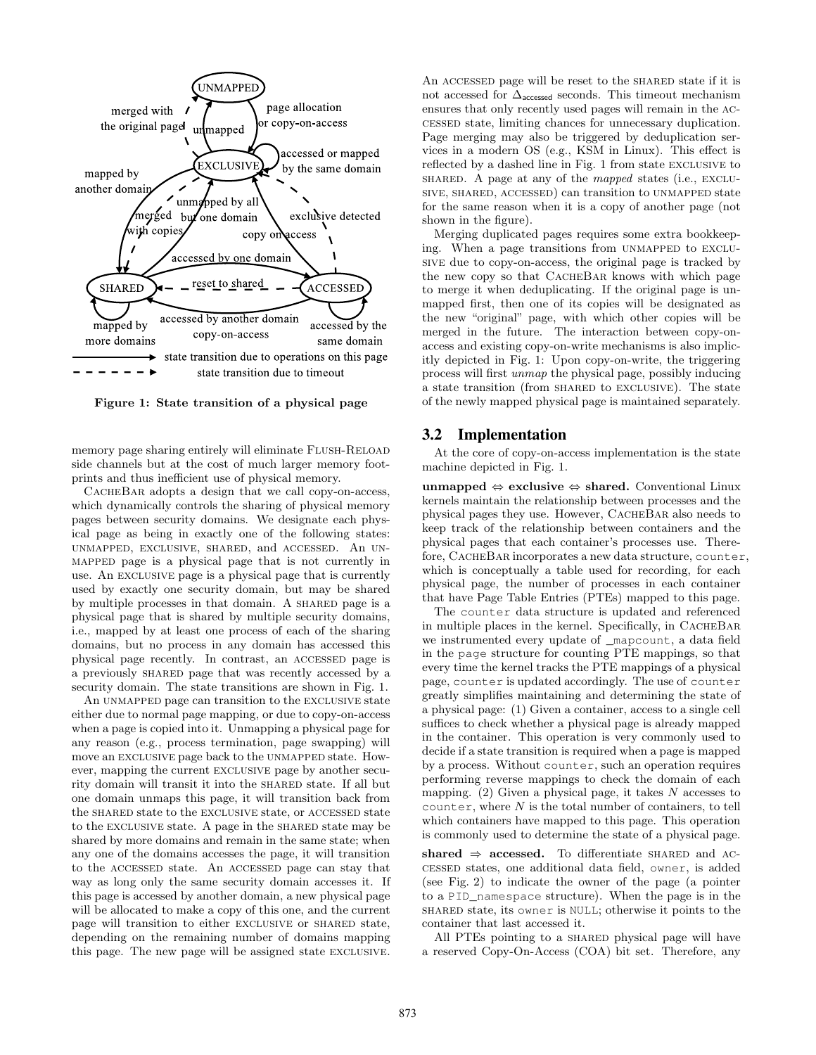UNMAPPED

EXCLUSIVE

SHARED

ACCESSED

merged with the original page

unmapped

page allocation or copy-on-access

accessed or mapped by the same domain

mapped by another domain

merged with copies

unmapped by all but one domain

exclusive detected

copy on access

accessed by one domain

reset to shared

accessed by another domain copy-on-access

mapped by more domains

accessed by the same domain

state transition due to operations on this page

state transition due to timeout

**Figure 1: State transition of a physical page**

memory page sharing entirely will eliminate FLUSH-RELOAD side channels but at the cost of much larger memory footprints and thus inefficient use of physical memory.

CACHEBAR adopts a design that we call copy-on-access, which dynamically controls the sharing of physical memory pages between security domains. We designate each physical page as being in exactly one of the following states: UNMAPPED, EXCLUSIVE, SHARED, and ACCESSED. An UNMAPPED page is a physical page that is not currently in use. An EXCLUSIVE page is a physical page that is currently used by exactly one security domain, but may be shared by multiple processes in that domain. A SHARED page is a physical page that is shared by multiple security domains, i.e., mapped by at least one process of each of the sharing domains, but no process in any domain has accessed this physical page recently. In contrast, an ACCESSED page is a previously SHARED page that was recently accessed by a security domain. The state transitions are shown in Fig. 1.

An UNMAPPED page can transition to the EXCLUSIVE state either due to normal page mapping, or due to copy-on-access when a page is copied into it. Unmapping a physical page for any reason (e.g., process termination, page swapping) will move an EXCLUSIVE page back to the UNMAPPED state. However, mapping the current EXCLUSIVE page by another security domain will transit it into the SHARED state. If all but one domain unmaps this page, it will transition back from the SHARED state to the EXCLUSIVE state, or ACCESSED state to the EXCLUSIVE state. A page in the SHARED state may be shared by more domains and remain in the same state; when any one of the domains accesses the page, it will transition to the ACCESSED state. An ACCESSED page can stay that way as long only the same security domain accesses it. If this page is accessed by another domain, a new physical page will be allocated to make a copy of this one, and the current page will transition to either EXCLUSIVE or SHARED state, depending on the remaining number of domains mapping this page. The new page will be assigned state EXCLUSIVE.

An ACCESSED page will be reset to the SHARED state if it is not accessed for $\Delta_{\text{accessed}}$ seconds. This timeout mechanism ensures that only recently used pages will remain in the ACCESSED state, limiting chances for unnecessary duplication. Page merging may also be triggered by deduplication services in a modern OS (e.g., KSM in Linux). This effect is reflected by a dashed line in Fig. 1 from state EXCLUSIVE to SHARED. A page at any of the *mapped* states (i.e., EXCLUSIVE, SHARED, ACCESSED) can transition to UNMAPPED state for the same reason when it is a copy of another page (not shown in the figure).

Merging duplicated pages requires some extra bookkeeping. When a page transitions from UNMAPPED to EXCLUSIVE due to copy-on-access, the original page is tracked by the new copy so that CACHEBAR knows with which page to merge it when deduplicating. If the original page is unmapped first, then one of its copies will be designated as the new "original" page, with which other copies will be merged in the future. The interaction between copy-on-access and existing copy-on-write mechanisms is also implicitly depicted in Fig. 1: Upon copy-on-write, the triggering process will first *unmap* the physical page, possibly inducing a state transition (from SHARED to EXCLUSIVE). The state of the newly mapped physical page is maintained separately.

## 3.2 Implementation

At the core of copy-on-access implementation is the state machine depicted in Fig. 1.

**unmapped ⇔ exclusive ⇔ shared.** Conventional Linux kernels maintain the relationship between processes and the physical pages they use. However, CACHEBAR also needs to keep track of the relationship between containers and the physical pages that each container's processes use. Therefore, CACHEBAR incorporates a new data structure, `counter`, which is conceptually a table used for recording, for each physical page, the number of processes in each container that have Page Table Entries (PTEs) mapped to this page.

The `counter` data structure is updated and referenced in multiple places in the kernel. Specifically, in CACHEBAR we instrumented every update of `_mapcount`, a data field in the `page` structure for counting PTE mappings, so that every time the kernel tracks the PTE mappings of a physical page, `counter` is updated accordingly. The use of `counter` greatly simplifies maintaining and determining the state of a physical page: (1) Given a container, access to a single cell suffices to check whether a physical page is already mapped in the container. This operation is very commonly used to decide if a state transition is required when a page is mapped by a process. Without `counter`, such an operation requires performing reverse mappings to check the domain of each mapping. (2) Given a physical page, it takes $N$ accesses to `counter`, where $N$ is the total number of containers, to tell which containers have mapped to this page. This operation is commonly used to determine the state of a physical page.

**shared ⇒ accessed.** To differentiate SHARED and ACCESSED states, one additional data field, `owner`, is added (see Fig. 2) to indicate the owner of the page (a pointer to a `PID_namespace` structure). When the page is in the SHARED state, its `owner` is `NULL`; otherwise it points to the container that last accessed it.

All PTEs pointing to a SHARED physical page will have a reserved Copy-On-Access (COA) bit set. Therefore, any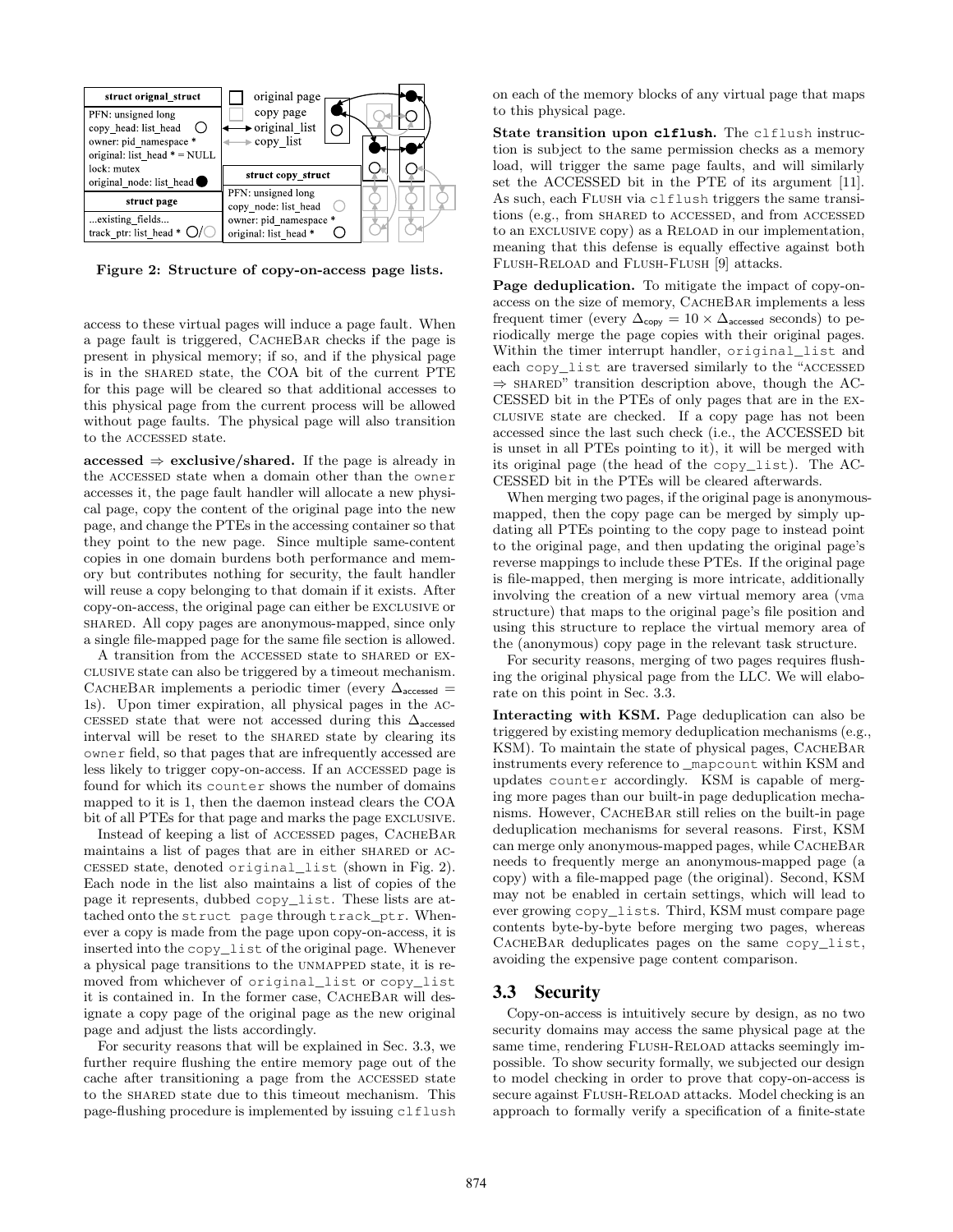struct orignal_struct
PFN: unsigned long
copy_head: list_head
owner: pid_namespace *
original: list_head * = NULL
lock: mutex
original_node: list_head

struct page
...existing_fields...
track_ptr: list_head *

original page
copy page
original_list
copy_list

struct copy_struct
PFN: unsigned long
copy_node: list_head
owner: pid_namespace *
original: list_head *

**Figure 2: Structure of copy-on-access page lists.**

access to these virtual pages will induce a page fault. When a page fault is triggered, CacheBar checks if the page is present in physical memory; if so, and if the physical page is in the shared state, the COA bit of the current PTE for this page will be cleared so that additional accesses to this physical page from the current process will be allowed without page faults. The physical page will also transition to the accessed state.

**accessed ⇒ exclusive/shared.** If the page is already in the accessed state when a domain other than the `owner` accesses it, the page fault handler will allocate a new physical page, copy the content of the original page into the new page, and change the PTEs in the accessing container so that they point to the new page. Since multiple same-content copies in one domain burdens both performance and memory but contributes nothing for security, the fault handler will reuse a copy belonging to that domain if it exists. After copy-on-access, the original page can either be exclusive or shared. All copy pages are anonymous-mapped, since only a single file-mapped page for the same file section is allowed.

A transition from the accessed state to shared or exclusive state can also be triggered by a timeout mechanism. CacheBar implements a periodic timer (every $\Delta_{\mathsf{accessed}} =$ 1s). Upon timer expiration, all physical pages in the accessed state that were not accessed during this $\Delta_{\mathsf{accessed}}$ interval will be reset to the shared state by clearing its `owner` field, so that pages that are infrequently accessed are less likely to trigger copy-on-access. If an accessed page is found for which its `counter` shows the number of domains mapped to it is 1, then the daemon instead clears the COA bit of all PTEs for that page and marks the page exclusive.

Instead of keeping a list of accessed pages, CacheBar maintains a list of pages that are in either shared or accessed state, denoted `original_list` (shown in Fig. 2). Each node in the list also maintains a list of copies of the page it represents, dubbed `copy_list`. These lists are attached onto the `struct page` through `track_ptr`. Whenever a copy is made from the page upon copy-on-access, it is inserted into the `copy_list` of the original page. Whenever a physical page transitions to the unmapped state, it is removed from whichever of `original_list` or `copy_list` it is contained in. In the former case, CacheBar will designate a copy page of the original page as the new original page and adjust the lists accordingly.

For security reasons that will be explained in Sec. 3.3, we further require flushing the entire memory page out of the cache after transitioning a page from the accessed state to the shared state due to this timeout mechanism. This page-flushing procedure is implemented by issuing `clflush` on each of the memory blocks of any virtual page that maps to this physical page.

**State transition upon `clflush`.** The `clflush` instruction is subject to the same permission checks as a memory load, will trigger the same page faults, and will similarly set the ACCESSED bit in the PTE of its argument [11]. As such, each Flush via `clflush` triggers the same transitions (e.g., from shared to accessed, and from accessed to an exclusive copy) as a Reload in our implementation, meaning that this defense is equally effective against both Flush-Reload and Flush-Flush [9] attacks.

**Page deduplication.** To mitigate the impact of copy-on-access on the size of memory, CacheBar implements a less frequent timer (every $\Delta_{\mathsf{copy}} = 10 \times \Delta_{\mathsf{accessed}}$ seconds) to periodically merge the page copies with their original pages. Within the timer interrupt handler, `original_list` and each `copy_list` are traversed similarly to the "accessed ⇒ shared" transition description above, though the ACCESSED bit in the PTEs of only pages that are in the exclusive state are checked. If a copy page has not been accessed since the last such check (i.e., the ACCESSED bit is unset in all PTEs pointing to it), it will be merged with its original page (the head of the `copy_list`). The ACCESSED bit in the PTEs will be cleared afterwards.

When merging two pages, if the original page is anonymous-mapped, then the copy page can be merged by simply updating all PTEs pointing to the copy page to instead point to the original page, and then updating the original page's reverse mappings to include these PTEs. If the original page is file-mapped, then merging is more intricate, additionally involving the creation of a new virtual memory area (`vma` structure) that maps to the original page's file position and using this structure to replace the virtual memory area of the (anonymous) copy page in the relevant task structure.

For security reasons, merging of two pages requires flushing the original physical page from the LLC. We will elaborate on this point in Sec. 3.3.

**Interacting with KSM.** Page deduplication can also be triggered by existing memory deduplication mechanisms (e.g., KSM). To maintain the state of physical pages, CacheBar instruments every reference to `_mapcount` within KSM and updates `counter` accordingly. KSM is capable of merging more pages than our built-in page deduplication mechanisms. However, CacheBar still relies on the built-in page deduplication mechanisms for several reasons. First, KSM can merge only anonymous-mapped pages, while CacheBar needs to frequently merge an anonymous-mapped page (a copy) with a file-mapped page (the original). Second, KSM may not be enabled in certain settings, which will lead to ever growing `copy_list`s. Third, KSM must compare page contents byte-by-byte before merging two pages, whereas CacheBar deduplicates pages on the same `copy_list`, avoiding the expensive page content comparison.

## 3.3 Security

Copy-on-access is intuitively secure by design, as no two security domains may access the same physical page at the same time, rendering Flush-Reload attacks seemingly impossible. To show security formally, we subjected our design to model checking in order to prove that copy-on-access is secure against Flush-Reload attacks. Model checking is an approach to formally verify a specification of a finite-state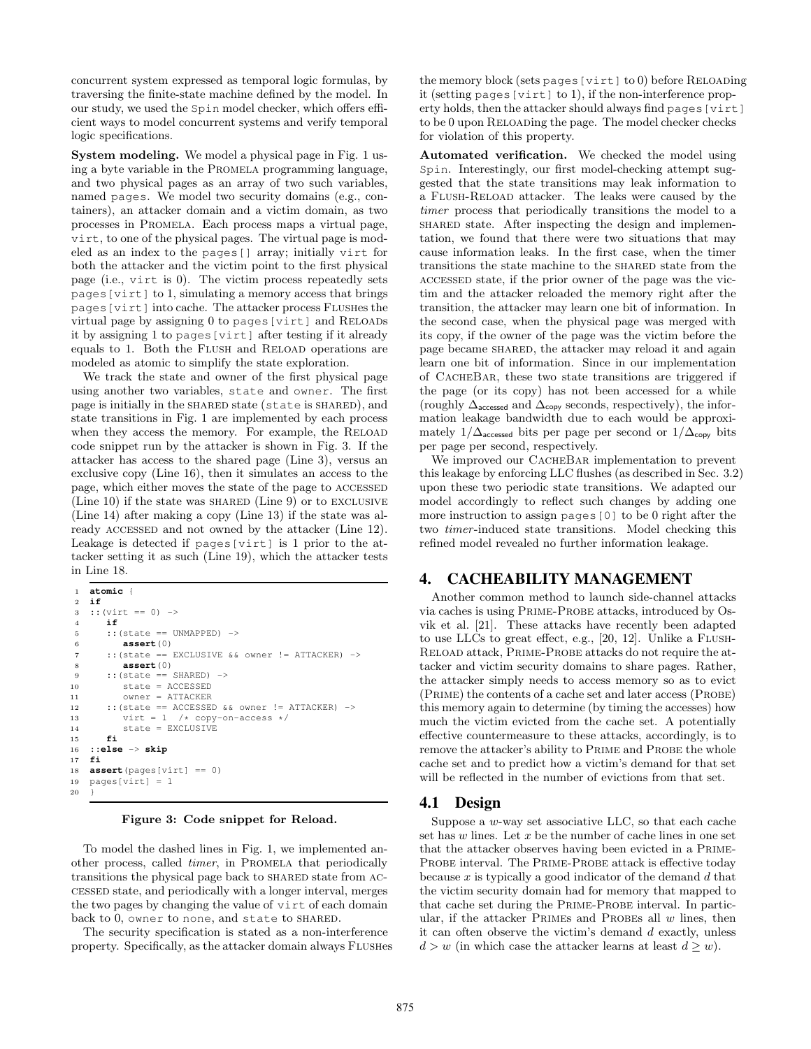concurrent system expressed as temporal logic formulas, by traversing the finite-state machine defined by the model. In our study, we used the Spin model checker, which offers efficient ways to model concurrent systems and verify temporal logic specifications.

**System modeling.** We model a physical page in Fig. 1 using a byte variable in the PROMELA programming language, and two physical pages as an array of two such variables, named `pages`. We model two security domains (e.g., containers), an attacker domain and a victim domain, as two processes in PROMELA. Each process maps a virtual page, `virt`, to one of the physical pages. The virtual page is modeled as an index to the `pages[]` array; initially `virt` for both the attacker and the victim point to the first physical page (i.e., `virt` is 0). The victim process repeatedly sets `pages[virt]` to 1, simulating a memory access that brings `pages[virt]` into cache. The attacker process FLUSHes the virtual page by assigning 0 to `pages[virt]` and RELOADs it by assigning 1 to `pages[virt]` after testing if it already equals to 1. Both the FLUSH and RELOAD operations are modeled as atomic to simplify the state exploration.

We track the state and owner of the first physical page using another two variables, `state` and `owner`. The first page is initially in the SHARED state (`state` is SHARED), and state transitions in Fig. 1 are implemented by each process when they access the memory. For example, the RELOAD code snippet run by the attacker is shown in Fig. 3. If the attacker has access to the shared page (Line 3), versus an exclusive copy (Line 16), then it simulates an access to the page, which either moves the state of the page to ACCESSED (Line 10) if the state was SHARED (Line 9) or to EXCLUSIVE (Line 14) after making a copy (Line 13) if the state was already ACCESSED and not owned by the attacker (Line 12). Leakage is detected if `pages[virt]` is 1 prior to the attacker setting it as such (Line 19), which the attacker tests in Line 18.

```
1  atomic {
2  if
3  ::(virt == 0) ->
4     if
5     ::(state == UNMAPPED) ->
6         assert(0)
7     ::(state == EXCLUSIVE && owner != ATTACKER) ->
8         assert(0)
9     ::(state == SHARED) ->
10        state = ACCESSED
11        owner = ATTACKER
12    ::(state == ACCESSED && owner != ATTACKER) ->
13        virt = 1  /* copy-on-access */
14        state = EXCLUSIVE
15    fi
16 ::else -> skip
17 fi
18 assert(pages[virt] == 0)
19 pages[virt] = 1
20 }
```

**Figure 3: Code snippet for Reload.**

To model the dashed lines in Fig. 1, we implemented another process, called *timer*, in PROMELA that periodically transitions the physical page back to SHARED state from ACCESSED state, and periodically with a longer interval, merges the two pages by changing the value of `virt` of each domain back to 0, `owner` to `none`, and `state` to SHARED.

The security specification is stated as a non-interference property. Specifically, as the attacker domain always FLUSHes the memory block (sets `pages[virt]` to 0) before RELOADing it (setting `pages[virt]` to 1), if the non-interference property holds, then the attacker should always find `pages[virt]` to be 0 upon RELOADing the page. The model checker checks for violation of this property.

**Automated verification.** We checked the model using Spin. Interestingly, our first model-checking attempt suggested that the state transitions may leak information to a FLUSH-RELOAD attacker. The leaks were caused by the *timer* process that periodically transitions the model to a SHARED state. After inspecting the design and implementation, we found that there were two situations that may cause information leaks. In the first case, when the timer transitions the state machine to the SHARED state from the ACCESSED state, if the prior owner of the page was the victim and the attacker reloaded the memory right after the transition, the attacker may learn one bit of information. In the second case, when the physical page was merged with its copy, if the owner of the page was the victim before the page became SHARED, the attacker may reload it and again learn one bit of information. Since in our implementation of CACHEBAR, these two state transitions are triggered if the page (or its copy) has not been accessed for a while (roughly $\Delta_{\mathsf{accessed}}$ and $\Delta_{\mathsf{copy}}$ seconds, respectively), the information leakage bandwidth due to each would be approximately $1/\Delta_{\mathsf{accessed}}$ bits per page per second or $1/\Delta_{\mathsf{copy}}$ bits per page per second, respectively.

We improved our CACHEBAR implementation to prevent this leakage by enforcing LLC flushes (as described in Sec. 3.2) upon these two periodic state transitions. We adapted our model accordingly to reflect such changes by adding one more instruction to assign `pages[0]` to be 0 right after the two *timer*-induced state transitions. Model checking this refined model revealed no further information leakage.

# 4. CACHEABILITY MANAGEMENT

Another common method to launch side-channel attacks via caches is using PRIME-PROBE attacks, introduced by Osvik et al. [21]. These attacks have recently been adapted to use LLCs to great effect, e.g., [20, 12]. Unlike a FLUSH-RELOAD attack, PRIME-PROBE attacks do not require the attacker and victim security domains to share pages. Rather, the attacker simply needs to access memory so as to evict (PRIME) the contents of a cache set and later access (PROBE) this memory again to determine (by timing the accesses) how much the victim evicted from the cache set. A potentially effective countermeasure to these attacks, accordingly, is to remove the attacker's ability to PRIME and PROBE the whole cache set and to predict how a victim's demand for that set will be reflected in the number of evictions from that set.

## 4.1 Design

Suppose a $w$-way set associative LLC, so that each cache set has $w$ lines. Let $x$ be the number of cache lines in one set that the attacker observes having been evicted in a PRIME-PROBE interval. The PRIME-PROBE attack is effective today because $x$ is typically a good indicator of the demand $d$ that the victim security domain had for memory that mapped to that cache set during the PRIME-PROBE interval. In particular, if the attacker PRIMEs and PROBEs all $w$ lines, then it can often observe the victim's demand $d$ exactly, unless $d > w$ (in which case the attacker learns at least $d \geq w$).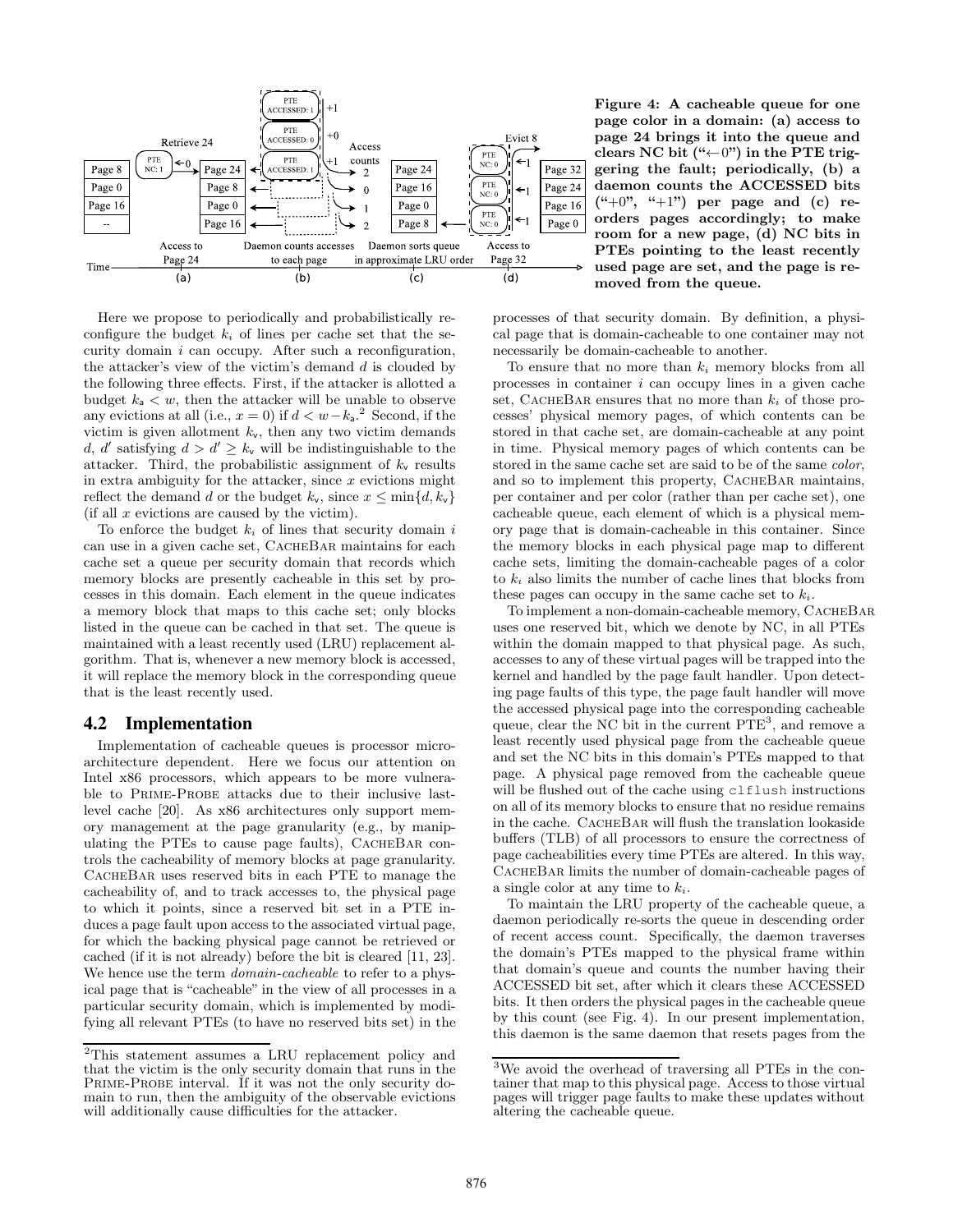Page 8
Page 0
Page 16
--

Retrieve 24

PTE NC: 1 ←0

Page 24
Page 8
Page 0
Page 16

PTE ACCESSED: 1 +1
PTE ACCESSED: 0 +0
PTE ACCESSED: 1 +1

Access counts
2
0
1
2

Page 24
Page 16
Page 0
Page 8

Evict 8

PTE NC: 0 ←1
PTE NC: 0 ←1
PTE NC: 0 ←1

Page 32
Page 24
Page 16
Page 0

Time

Access to Page 24
(a)

Daemon counts accesses to each page
(b)

Daemon sorts queue in approximate LRU order
(c)

Access to Page 32
(d)

**Figure 4: A cacheable queue for one page color in a domain: (a) access to page 24 brings it into the queue and clears NC bit ("←0") in the PTE triggering the fault; periodically, (b) a daemon counts the ACCESSED bits ("+0", "+1") per page and (c) reorders pages accordingly; to make room for a new page, (d) NC bits in PTEs pointing to the least recently used page are set, and the page is removed from the queue.**

Here we propose to periodically and probabilistically reconfigure the budget $k_i$ of lines per cache set that the security domain $i$ can occupy. After such a reconfiguration, the attacker's view of the victim's demand $d$ is clouded by the following three effects. First, if the attacker is allotted a budget $k_a < w$, then the attacker will be unable to observe any evictions at all (i.e., $x = 0$) if $d < w - k_a$.[2] Second, if the victim is given allotment $k_v$, then any two victim demands $d$, $d'$ satisfying $d > d' \geq k_v$ will be indistinguishable to the attacker. Third, the probabilistic assignment of $k_v$ results in extra ambiguity for the attacker, since $x$ evictions might reflect the demand $d$ or the budget $k_v$, since $x \leq \min\{d, k_v\}$ (if all $x$ evictions are caused by the victim).

To enforce the budget $k_i$ of lines that security domain $i$ can use in a given cache set, CacheBar maintains for each cache set a queue per security domain that records which memory blocks are presently cacheable in this set by processes in this domain. Each element in the queue indicates a memory block that maps to this cache set; only blocks listed in the queue can be cached in that set. The queue is maintained with a least recently used (LRU) replacement algorithm. That is, whenever a new memory block is accessed, it will replace the memory block in the corresponding queue that is the least recently used.

## 4.2 Implementation

Implementation of cacheable queues is processor microarchitecture dependent. Here we focus our attention on Intel x86 processors, which appears to be more vulnerable to Prime-Probe attacks due to their inclusive last-level cache [20]. As x86 architectures only support memory management at the page granularity (e.g., by manipulating the PTEs to cause page faults), CacheBar controls the cacheability of memory blocks at page granularity. CacheBar uses reserved bits in each PTE to manage the cacheability of, and to track accesses to, the physical page to which it points, since a reserved bit set in a PTE induces a page fault upon access to the associated virtual page, for which the backing physical page cannot be retrieved or cached (if it is not already) before the bit is cleared [11, 23]. We hence use the term *domain-cacheable* to refer to a physical page that is "cacheable" in the view of all processes in a particular security domain, which is implemented by modifying all relevant PTEs (to have no reserved bits set) in the processes of that security domain. By definition, a physical page that is domain-cacheable to one container may not necessarily be domain-cacheable to another.

To ensure that no more than $k_i$ memory blocks from all processes in container $i$ can occupy lines in a given cache set, CacheBar ensures that no more than $k_i$ of those processes' physical memory pages, of which contents can be stored in that cache set, are domain-cacheable at any point in time. Physical memory pages of which contents can be stored in the same cache set are said to be of the same *color*, and so to implement this property, CacheBar maintains, per container and per color (rather than per cache set), one cacheable queue, each element of which is a physical memory page that is domain-cacheable in this container. Since the memory blocks in each physical page map to different cache sets, limiting the domain-cacheable pages of a color to $k_i$ also limits the number of cache lines that blocks from these pages can occupy in the same cache set to $k_i$.

To implement a non-domain-cacheable memory, CacheBar uses one reserved bit, which we denote by NC, in all PTEs within the domain mapped to that physical page. As such, accesses to any of these virtual pages will be trapped into the kernel and handled by the page fault handler. Upon detecting page faults of this type, the page fault handler will move the accessed physical page into the corresponding cacheable queue, clear the NC bit in the current PTE[3], and remove a least recently used physical page from the cacheable queue and set the NC bits in this domain's PTEs mapped to that page. A physical page removed from the cacheable queue will be flushed out of the cache using `clflush` instructions on all of its memory blocks to ensure that no residue remains in the cache. CacheBar will flush the translation lookaside buffers (TLB) of all processors to ensure the correctness of page cacheabilities every time PTEs are altered. In this way, CacheBar limits the number of domain-cacheable pages of a single color at any time to $k_i$.

To maintain the LRU property of the cacheable queue, a daemon periodically re-sorts the queue in descending order of recent access count. Specifically, the daemon traverses the domain's PTEs mapped to the physical frame within that domain's queue and counts the number having their ACCESSED bit set, after which it clears these ACCESSED bits. It then orders the physical pages in the cacheable queue by this count (see Fig. 4). In our present implementation, this daemon is the same daemon that resets pages from the

---

[2] This statement assumes a LRU replacement policy and that the victim is the only security domain that runs in the Prime-Probe interval. If it was not the only security domain to run, then the ambiguity of the observable evictions will additionally cause difficulties for the attacker.

[3] We avoid the overhead of traversing all PTEs in the container that map to this physical page. Access to those virtual pages will trigger page faults to make these updates without altering the cacheable queue.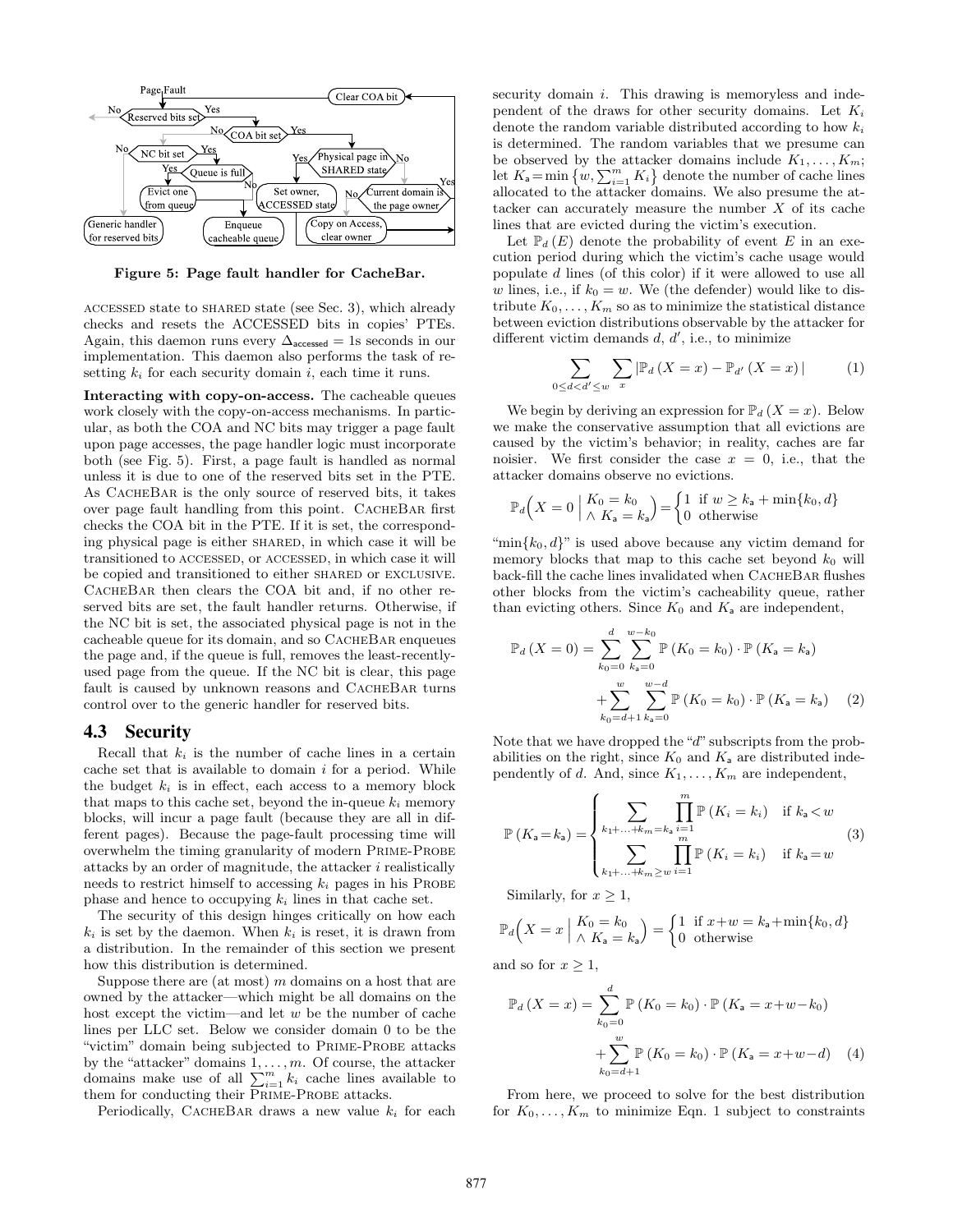Figure 5: Page fault handler for CacheBar.

ACCESSED state to SHARED state (see Sec. 3), which already checks and resets the ACCESSED bits in copies' PTEs. Again, this daemon runs every $\Delta_{\mathsf{accessed}} = 1$s seconds in our implementation. This daemon also performs the task of resetting $k_i$ for each security domain $i$, each time it runs.

**Interacting with copy-on-access.** The cacheable queues work closely with the copy-on-access mechanisms. In particular, as both the COA and NC bits may trigger a page fault upon page accesses, the page handler logic must incorporate both (see Fig. 5). First, a page fault is handled as normal unless it is due to one of the reserved bits set in the PTE. As CacheBar is the only source of reserved bits, it takes over page fault handling from this point. CacheBar first checks the COA bit in the PTE. If it is set, the corresponding physical page is either SHARED, in which case it will be transitioned to ACCESSED, or ACCESSED, in which case it will be copied and transitioned to either SHARED or EXCLUSIVE. CacheBar then clears the COA bit and, if no other reserved bits are set, the fault handler returns. Otherwise, if the NC bit is set, the associated physical page is not in the cacheable queue for its domain, and so CacheBar enqueues the page and, if the queue is full, removes the least-recently-used page from the queue. If the NC bit is clear, this page fault is caused by unknown reasons and CacheBar turns control over to the generic handler for reserved bits.

## 4.3 Security

Recall that $k_i$ is the number of cache lines in a certain cache set that is available to domain $i$ for a period. While the budget $k_i$ is in effect, each access to a memory block that maps to this cache set, beyond the in-queue $k_i$ memory blocks, will incur a page fault (because they are all in different pages). Because the page-fault processing time will overwhelm the timing granularity of modern Prime-Probe attacks by an order of magnitude, the attacker $i$ realistically needs to restrict himself to accessing $k_i$ pages in his Probe phase and hence to occupying $k_i$ lines in that cache set.

The security of this design hinges critically on how each $k_i$ is set by the daemon. When $k_i$ is reset, it is drawn from a distribution. In the remainder of this section we present how this distribution is determined.

Suppose there are (at most) $m$ domains on a host that are owned by the attacker—which might be all domains on the host except the victim—and let $w$ be the number of cache lines per LLC set. Below we consider domain 0 to be the "victim" domain being subjected to Prime-Probe attacks by the "attacker" domains $1, \ldots, m$. Of course, the attacker domains make use of all $\sum_{i=1}^{m} k_i$ cache lines available to them for conducting their Prime-Probe attacks.

Periodically, CacheBar draws a new value $k_i$ for each security domain $i$. This drawing is memoryless and independent of the draws for other security domains. Let $K_i$ denote the random variable distributed according to how $k_i$ is determined. The random variables that we presume can be observed by the attacker domains include $K_1, \ldots, K_m$; let $K_{\mathsf{a}} = \min\left\{w, \sum_{i=1}^{m} K_i\right\}$ denote the number of cache lines allocated to the attacker domains. We also presume the attacker can accurately measure the number $X$ of its cache lines that are evicted during the victim's execution.

Let $\mathbb{P}_d(E)$ denote the probability of event $E$ in an execution period during which the victim's cache usage would populate $d$ lines (of this color) if it were allowed to use all $w$ lines, i.e., if $k_0 = w$. We (the defender) would like to distribute $K_0, \ldots, K_m$ so as to minimize the statistical distance between eviction distributions observable by the attacker for different victim demands $d$, $d'$, i.e., to minimize

$$\sum_{0 \leq d < d' \leq w} \sum_{x} \left|\mathbb{P}_d(X = x) - \mathbb{P}_{d'}(X = x)\right| \tag{1}$$

We begin by deriving an expression for $\mathbb{P}_d(X = x)$. Below we make the conservative assumption that all evictions are caused by the victim's behavior; in reality, caches are far noisier. We first consider the case $x = 0$, i.e., that the attacker domains observe no evictions.

$$\mathbb{P}_d\Big(X = 0 \;\Big|\; \begin{array}{l} K_0 = k_0 \\ \wedge\ K_{\mathsf{a}} = k_{\mathsf{a}} \end{array}\Big) = \begin{cases} 1 & \text{if } w \geq k_{\mathsf{a}} + \min\{k_0, d\} \\ 0 & \text{otherwise} \end{cases}$$

"$\min\{k_0, d\}$" is used above because any victim demand for memory blocks that map to this cache set beyond $k_0$ will back-fill the cache lines invalidated when CacheBar flushes other blocks from the victim's cacheability queue, rather than evicting others. Since $K_0$ and $K_{\mathsf{a}}$ are independent,

$$\begin{aligned} \mathbb{P}_d(X = 0) = &\sum_{k_0=0}^{d} \sum_{k_{\mathsf{a}}=0}^{w-k_0} \mathbb{P}(K_0 = k_0) \cdot \mathbb{P}(K_{\mathsf{a}} = k_{\mathsf{a}}) \\ &+ \sum_{k_0=d+1}^{w} \sum_{k_{\mathsf{a}}=0}^{w-d} \mathbb{P}(K_0 = k_0) \cdot \mathbb{P}(K_{\mathsf{a}} = k_{\mathsf{a}}) \end{aligned} \tag{2}$$

Note that we have dropped the "$d$" subscripts from the probabilities on the right, since $K_0$ and $K_{\mathsf{a}}$ are distributed independently of $d$. And, since $K_1, \ldots, K_m$ are independent,

$$\mathbb{P}(K_{\mathsf{a}} = k_{\mathsf{a}}) = \begin{cases} \displaystyle\sum_{k_1 + \ldots + k_m = k_{\mathsf{a}}} \prod_{i=1}^{m} \mathbb{P}(K_i = k_i) & \text{if } k_{\mathsf{a}} < w \\ \displaystyle\sum_{k_1 + \ldots + k_m \geq w} \prod_{i=1}^{m} \mathbb{P}(K_i = k_i) & \text{if } k_{\mathsf{a}} = w \end{cases} \tag{3}$$

Similarly, for $x \geq 1$,

$$\mathbb{P}_d\Big(X = x \;\Big|\; \begin{array}{l} K_0 = k_0 \\ \wedge\ K_{\mathsf{a}} = k_{\mathsf{a}} \end{array}\Big) = \begin{cases} 1 & \text{if } x + w = k_{\mathsf{a}} + \min\{k_0, d\} \\ 0 & \text{otherwise} \end{cases}$$

and so for $x \geq 1$,

$$\begin{aligned} \mathbb{P}_d(X = x) = &\sum_{k_0=0}^{d} \mathbb{P}(K_0 = k_0) \cdot \mathbb{P}(K_{\mathsf{a}} = x + w - k_0) \\ &+ \sum_{k_0=d+1}^{w} \mathbb{P}(K_0 = k_0) \cdot \mathbb{P}(K_{\mathsf{a}} = x + w - d) \end{aligned} \tag{4}$$

From here, we proceed to solve for the best distribution for $K_0, \ldots, K_m$ to minimize Eqn. 1 subject to constraints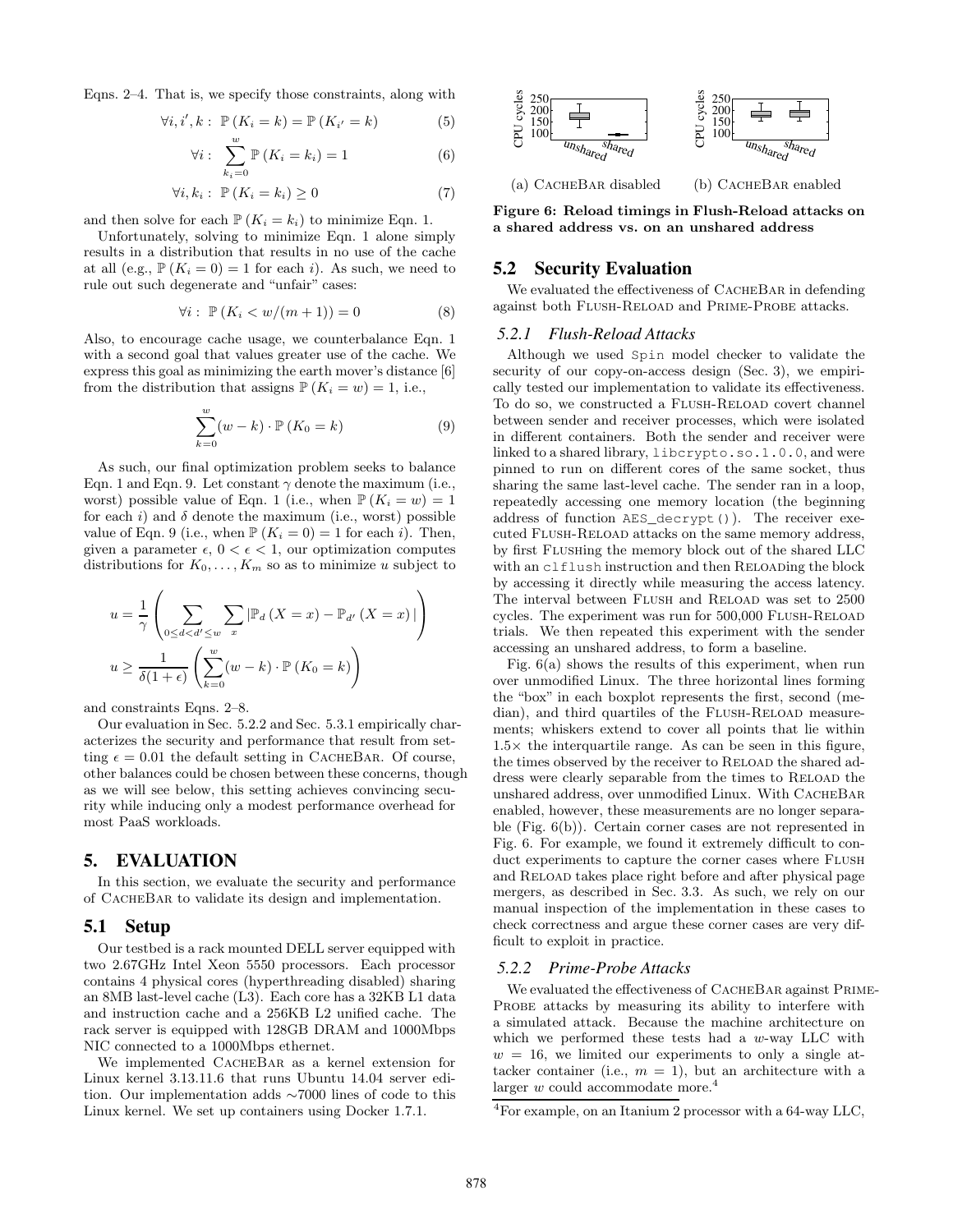Eqns. 2–4. That is, we specify those constraints, along with

$$\forall i, i', k: \ \mathbb{P}(K_i = k) = \mathbb{P}(K_{i'} = k) \tag{5}$$

$$\forall i: \ \sum_{k_i=0}^{w} \mathbb{P}(K_i = k_i) = 1 \tag{6}$$

$$\forall i, k_i: \ \mathbb{P}(K_i = k_i) \geq 0 \tag{7}$$

and then solve for each $\mathbb{P}(K_i = k_i)$ to minimize Eqn. 1.

Unfortunately, solving to minimize Eqn. 1 alone simply results in a distribution that results in no use of the cache at all (e.g., $\mathbb{P}(K_i = 0) = 1$ for each $i$). As such, we need to rule out such degenerate and "unfair" cases:

$$\forall i: \ \mathbb{P}(K_i < w/(m+1)) = 0 \tag{8}$$

Also, to encourage cache usage, we counterbalance Eqn. 1 with a second goal that values greater use of the cache. We express this goal as minimizing the earth mover's distance [6] from the distribution that assigns $\mathbb{P}(K_i = w) = 1$, i.e.,

$$\sum_{k=0}^{w} (w - k) \cdot \mathbb{P}(K_0 = k) \tag{9}$$

As such, our final optimization problem seeks to balance Eqn. 1 and Eqn. 9. Let constant $\gamma$ denote the maximum (i.e., worst) possible value of Eqn. 1 (i.e., when $\mathbb{P}(K_i = w) = 1$ for each $i$) and $\delta$ denote the maximum (i.e., worst) possible value of Eqn. 9 (i.e., when $\mathbb{P}(K_i = 0) = 1$ for each $i$). Then, given a parameter $\epsilon$, $0 < \epsilon < 1$, our optimization computes distributions for $K_0, \ldots, K_m$ so as to minimize $u$ subject to

$$u = \frac{1}{\gamma} \left( \sum_{0 \leq d < d' \leq w} \sum_{x} |\mathbb{P}_d(X = x) - \mathbb{P}_{d'}(X = x)| \right)$$

$$u \geq \frac{1}{\delta(1+\epsilon)} \left( \sum_{k=0}^{w} (w - k) \cdot \mathbb{P}(K_0 = k) \right)$$

and constraints Eqns. 2–8.

Our evaluation in Sec. 5.2.2 and Sec. 5.3.1 empirically characterizes the security and performance that result from setting $\epsilon = 0.01$ the default setting in CacheBar. Of course, other balances could be chosen between these concerns, though as we will see below, this setting achieves convincing security while inducing only a modest performance overhead for most PaaS workloads.

## 5. EVALUATION

In this section, we evaluate the security and performance of CacheBar to validate its design and implementation.

### 5.1 Setup

Our testbed is a rack mounted DELL server equipped with two 2.67GHz Intel Xeon 5550 processors. Each processor contains 4 physical cores (hyperthreading disabled) sharing an 8MB last-level cache (L3). Each core has a 32KB L1 data and instruction cache and a 256KB L2 unified cache. The rack server is equipped with 128GB DRAM and 1000Mbps NIC connected to a 1000Mbps ethernet.

We implemented CacheBar as a kernel extension for Linux kernel 3.13.11.6 that runs Ubuntu 14.04 server edition. Our implementation adds ∼7000 lines of code to this Linux kernel. We set up containers using Docker 1.7.1.

(a) CacheBar disabled (b) CacheBar enabled

**Figure 6: Reload timings in Flush-Reload attacks on a shared address vs. on an unshared address**

### 5.2 Security Evaluation

We evaluated the effectiveness of CacheBar in defending against both Flush-Reload and Prime-Probe attacks.

#### 5.2.1 Flush-Reload Attacks

Although we used Spin model checker to validate the security of our copy-on-access design (Sec. 3), we empirically tested our implementation to validate its effectiveness. To do so, we constructed a Flush-Reload covert channel between sender and receiver processes, which were isolated in different containers. Both the sender and receiver were linked to a shared library, `libcrypto.so.1.0.0`, and were pinned to run on different cores of the same socket, thus sharing the same last-level cache. The sender ran in a loop, repeatedly accessing one memory location (the beginning address of function `AES_decrypt()`). The receiver executed Flush-Reload attacks on the same memory address, by first Flushing the memory block out of the shared LLC with an `clflush` instruction and then Reloading the block by accessing it directly while measuring the access latency. The interval between Flush and Reload was set to 2500 cycles. The experiment was run for 500,000 Flush-Reload trials. We then repeated this experiment with the sender accessing an unshared address, to form a baseline.

Fig. 6(a) shows the results of this experiment, when run over unmodified Linux. The three horizontal lines forming the "box" in each boxplot represents the first, second (median), and third quartiles of the Flush-Reload measurements; whiskers extend to cover all points that lie within 1.5× the interquartile range. As can be seen in this figure, the times observed by the receiver to Reload the shared address were clearly separable from the times to Reload the unshared address, over unmodified Linux. With CacheBar enabled, however, these measurements are no longer separable (Fig. 6(b)). Certain corner cases are not represented in Fig. 6. For example, we found it extremely difficult to conduct experiments to capture the corner cases where Flush and Reload takes place right before and after physical page mergers, as described in Sec. 3.3. As such, we rely on our manual inspection of the implementation in these cases to check correctness and argue these corner cases are very difficult to exploit in practice.

#### 5.2.2 Prime-Probe Attacks

We evaluated the effectiveness of CacheBar against Prime-Probe attacks by measuring its ability to interfere with a simulated attack. Because the machine architecture on which we performed these tests had a $w$-way LLC with $w = 16$, we limited our experiments to only a single attacker container (i.e., $m = 1$), but an architecture with a larger $w$ could accommodate more.[4]

[4]For example, on an Itanium 2 processor with a 64-way LLC,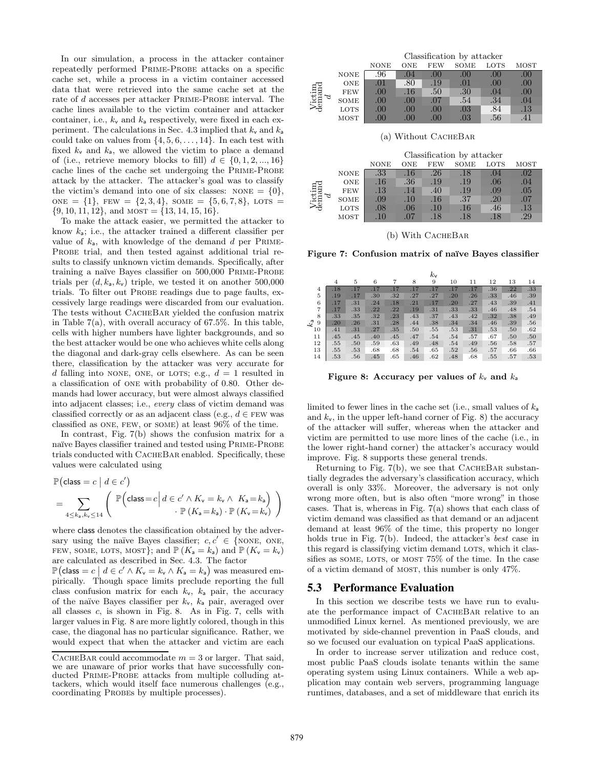In our simulation, a process in the attacker container repeatedly performed PRIME-PROBE attacks on a specific cache set, while a process in a victim container accessed data that were retrieved into the same cache set at the rate of $d$ accesses per attacker PRIME-PROBE interval. The cache lines available to the victim container and attacker container, i.e., $k_{\mathsf{v}}$ and $k_{\mathsf{a}}$ respectively, were fixed in each experiment. The calculations in Sec. 4.3 implied that $k_{\mathsf{v}}$ and $k_{\mathsf{a}}$ could take on values from $\{4, 5, 6, \ldots, 14\}$. In each test with fixed $k_{\mathsf{v}}$ and $k_{\mathsf{a}}$, we allowed the victim to place a demand of (i.e., retrieve memory blocks to fill) $d \in \{0, 1, 2, ..., 16\}$ cache lines of the cache set undergoing the PRIME-PROBE attack by the attacker. The attacker's goal was to classify the victim's demand into one of six classes: NONE $= \{0\}$, ONE $= \{1\}$, FEW $= \{2, 3, 4\}$, SOME $= \{5, 6, 7, 8\}$, LOTS $= \{9, 10, 11, 12\}$, and MOST $= \{13, 14, 15, 16\}$.

To make the attack easier, we permitted the attacker to know $k_{\mathsf{a}}$; i.e., the attacker trained a different classifier per value of $k_{\mathsf{a}}$, with knowledge of the demand $d$ per PRIME-PROBE trial, and then tested against additional trial results to classify unknown victim demands. Specifically, after training a naïve Bayes classifier on 500,000 PRIME-PROBE trials per $(d, k_{\mathsf{a}}, k_{\mathsf{v}})$ triple, we tested it on another 500,000 trials. To filter out PROBE readings due to page faults, excessively large readings were discarded from our evaluation. The tests without CACHEBAR yielded the confusion matrix in Table 7(a), with overall accuracy of 67.5%. In this table, cells with higher numbers have lighter backgrounds, and so the best attacker would be one who achieves white cells along the diagonal and dark-gray cells elsewhere. As can be seen there, classification by the attacker was very accurate for $d$ falling into NONE, ONE, or LOTS; e.g., $d = 1$ resulted in a classification of ONE with probability of 0.80. Other demands had lower accuracy, but were almost always classified into adjacent classes; i.e., *every* class of victim demand was classified correctly or as an adjacent class (e.g., $d \in$ FEW was classified as ONE, FEW, or SOME) at least 96% of the time.

In contrast, Fig. 7(b) shows the confusion matrix for a naïve Bayes classifier trained and tested using PRIME-PROBE trials conducted with CACHEBAR enabled. Specifically, these values were calculated using

$$\mathbb{P}\big(\mathsf{class} = c \mid d \in c'\big) = \sum_{4 \le k_{\mathsf{a}}, k_{\mathsf{v}} \le 14} \left( \begin{array}{r} \mathbb{P}\Big(\mathsf{class} = c \,\Big|\, d \in c' \wedge K_{\mathsf{v}} = k_{\mathsf{v}} \wedge \; K_{\mathsf{a}} = k_{\mathsf{a}}\Big) \\ \cdot\, \mathbb{P}\left(K_{\mathsf{a}} = k_{\mathsf{a}}\right) \cdot \mathbb{P}\left(K_{\mathsf{v}} = k_{\mathsf{v}}\right) \end{array} \right)$$

where $\mathsf{class}$ denotes the classification obtained by the adversary using the naïve Bayes classifier; $c, c' \in$ {NONE, ONE, FEW, SOME, LOTS, MOST}; and $\mathbb{P}(K_{\mathsf{a}} = k_{\mathsf{a}})$ and $\mathbb{P}(K_{\mathsf{v}} = k_{\mathsf{v}})$ are calculated as described in Sec. 4.3. The factor $\mathbb{P}\big(\mathsf{class} = c \mid d \in c' \wedge K_{\mathsf{v}} = k_{\mathsf{v}} \wedge K_{\mathsf{a}} = k_{\mathsf{a}}\big)$ was measured empirically. Though space limits preclude reporting the full class confusion matrix for each $k_{\mathsf{v}}$, $k_{\mathsf{a}}$ pair, the accuracy of the naïve Bayes classifier per $k_{\mathsf{v}}$, $k_{\mathsf{a}}$ pair, averaged over all classes $c$, is shown in Fig. 8. As in Fig. 7, cells with larger values in Fig. 8 are more lightly colored, though in this case, the diagonal has no particular significance. Rather, we would expect that when the attacker and victim are each limited to fewer lines in the cache set (i.e., small values of $k_{\mathsf{a}}$ and $k_{\mathsf{v}}$, in the upper left-hand corner of Fig. 8) the accuracy of the attacker will suffer, whereas when the attacker and victim are permitted to use more lines of the cache (i.e., in the lower right-hand corner) the attacker's accuracy would improve. Fig. 8 supports these general trends.

CACHEBAR could accommodate $m = 3$ or larger. That said, we are unaware of prior works that have successfully conducted PRIME-PROBE attacks from multiple colluding attackers, which would itself face numerous challenges (e.g., coordinating PROBEs by multiple processes).

| Victim demand $d$ \ Classification by attacker | NONE | ONE | FEW | SOME | LOTS | MOST |
|---|---|---|---|---|---|---|
| NONE | .96 | .04 | .00 | .00 | .00 | .00 |
| ONE | .01 | .80 | .19 | .01 | .00 | .00 |
| FEW | .00 | .16 | .50 | .30 | .04 | .00 |
| SOME | .00 | .00 | .07 | .54 | .34 | .04 |
| LOTS | .00 | .00 | .00 | .03 | .84 | .13 |
| MOST | .00 | .00 | .00 | .03 | .56 | .41 |

(a) Without CACHEBAR

| Victim demand $d$ \ Classification by attacker | NONE | ONE | FEW | SOME | LOTS | MOST |
|---|---|---|---|---|---|---|
| NONE | .33 | .16 | .26 | .18 | .04 | .02 |
| ONE | .16 | .36 | .19 | .19 | .06 | .04 |
| FEW | .13 | .14 | .40 | .19 | .09 | .05 |
| SOME | .09 | .10 | .16 | .37 | .20 | .07 |
| LOTS | .08 | .06 | .10 | .16 | .46 | .13 |
| MOST | .10 | .07 | .18 | .18 | .18 | .29 |

(b) With CACHEBAR

**Figure 7: Confusion matrix of naïve Bayes classifier**

| $k_{\mathsf{a}}$ \ $k_{\mathsf{v}}$ | 4 | 5 | 6 | 7 | 8 | 9 | 10 | 11 | 12 | 13 | 14 |
|---|---|---|---|---|---|---|---|---|---|---|---|
| 4 | .18 | .17 | .17 | .17 | .17 | .17 | .17 | .17 | .36 | .22 | .33 |
| 5 | .19 | .17 | .30 | .32 | .27 | .27 | .20 | .26 | .33 | .46 | .39 |
| 6 | .17 | .31 | .24 | .18 | .21 | .17 | .20 | .27 | .43 | .39 | .41 |
| 7 | .17 | .33 | .22 | .22 | .19 | .31 | .33 | .33 | .46 | .48 | .54 |
| 8 | .33 | .35 | .32 | .23 | .43 | .37 | .43 | .42 | .32 | .38 | .49 |
| 9 | .20 | .26 | .31 | .28 | .44 | .38 | .34 | .34 | .46 | .39 | .56 |
| 10 | .41 | .31 | .27 | .35 | .50 | .55 | .53 | .31 | .53 | .50 | .62 |
| 11 | .45 | .45 | .40 | .45 | .47 | .54 | .54 | .57 | .67 | .50 | .50 |
| 12 | .55 | .50 | .59 | .63 | .49 | .48 | .54 | .49 | .56 | .58 | .57 |
| 13 | .55 | .53 | .68 | .68 | .54 | .65 | .52 | .56 | .57 | .66 | .66 |
| 14 | .53 | .56 | .45 | .65 | .46 | .62 | .48 | .68 | .55 | .57 | .53 |

**Figure 8: Accuracy per values of $k_{\mathsf{v}}$ and $k_{\mathsf{a}}$**

Returning to Fig. 7(b), we see that CACHEBAR substantially degrades the adversary's classification accuracy, which overall is only 33%. Moreover, the adversary is not only wrong more often, but is also often "more wrong" in those cases. That is, whereas in Fig. 7(a) shows that each class of victim demand was classified as that demand or an adjacent demand at least 96% of the time, this property no longer holds true in Fig. 7(b). Indeed, the attacker's *best* case in this regard is classifying victim demand LOTS, which it classifies as SOME, LOTS, or MOST 75% of the time. In the case of a victim demand of MOST, this number is only 47%.

## 5.3 Performance Evaluation

In this section we describe tests we have run to evaluate the performance impact of CACHEBAR relative to an unmodified Linux kernel. As mentioned previously, we are motivated by side-channel prevention in PaaS clouds, and so we focused our evaluation on typical PaaS applications.

In order to increase server utilization and reduce cost, most public PaaS clouds isolate tenants within the same operating system using Linux containers. While a web application may contain web servers, programming language runtimes, databases, and a set of middleware that enrich its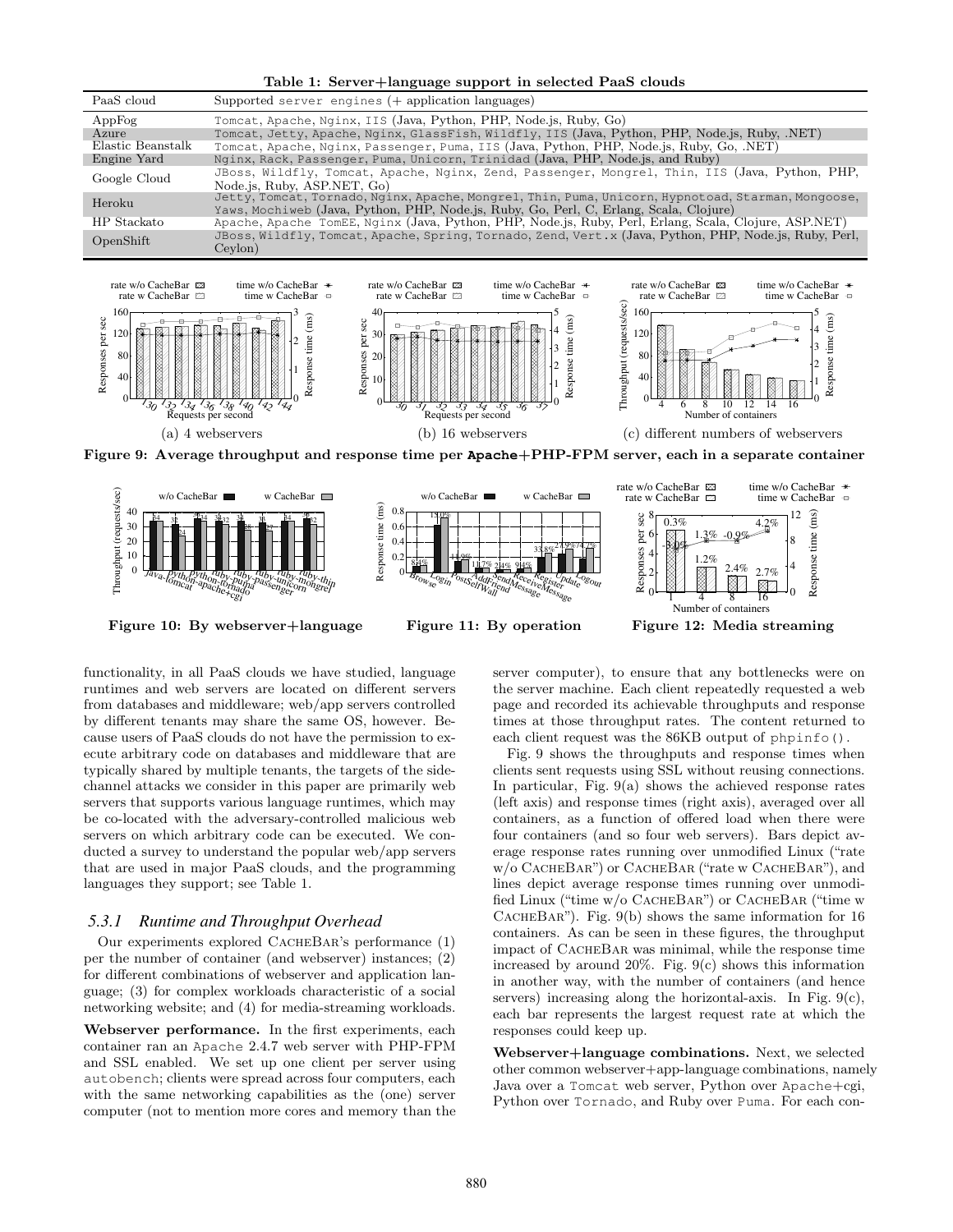**Table 1: Server+language support in selected PaaS clouds**

| PaaS cloud | Supported server engines (+ application languages) |
|---|---|
| AppFog | Tomcat, Apache, Nginx, IIS (Java, Python, PHP, Node.js, Ruby, Go) |
| Azure | Tomcat, Jetty, Apache, Nginx, GlassFish, Wildfly, IIS (Java, Python, PHP, Node.js, Ruby, .NET) |
| Elastic Beanstalk | Tomcat, Apache, Nginx, Passenger, Puma, IIS (Java, Python, PHP, Node.js, Ruby, Go, .NET) |
| Engine Yard | Nginx, Rack, Passenger, Puma, Unicorn, Trinidad (Java, PHP, Node.js, and Ruby) |
| Google Cloud | JBoss, Wildfly, Tomcat, Apache, Nginx, Zend, Passenger, Mongrel, Thin, IIS (Java, Python, PHP, Node.js, Ruby, ASP.NET, Go) |
| Heroku | Jetty, Tomcat, Tornado, Nginx, Apache, Mongrel, Thin, Puma, Unicorn, Hypnotoad, Starman, Mongoose, Yaws, Mochiweb (Java, Python, PHP, Node.js, Ruby, Go, Perl, C, Erlang, Scala, Clojure) |
| HP Stackato | Apache, Apache TomEE, Nginx (Java, Python, PHP, Node.js, Ruby, Perl, Erlang, Scala, Clojure, ASP.NET) |
| OpenShift | JBoss, Wildfly, Tomcat, Apache, Spring, Tornado, Zend, Vert.x (Java, Python, PHP, Node.js, Ruby, Perl, Ceylon) |

(a) 4 webservers (b) 16 webservers (c) different numbers of webservers

**Figure 9: Average throughput and response time per Apache+PHP-FPM server, each in a separate container**

**Figure 10: By webserver+language** **Figure 11: By operation** **Figure 12: Media streaming**

functionality, in all PaaS clouds we have studied, language runtimes and web servers are located on different servers from databases and middleware; web/app servers controlled by different tenants may share the same OS, however. Because users of PaaS clouds do not have the permission to execute arbitrary code on databases and middleware that are typically shared by multiple tenants, the targets of the side-channel attacks we consider in this paper are primarily web servers that supports various language runtimes, which may be co-located with the adversary-controlled malicious web servers on which arbitrary code can be executed. We conducted a survey to understand the popular web/app servers that are used in major PaaS clouds, and the programming languages they support; see Table 1.

### *5.3.1 Runtime and Throughput Overhead*

Our experiments explored CacheBar's performance (1) per the number of container (and webserver) instances; (2) for different combinations of webserver and application language; (3) for complex workloads characteristic of a social networking website; and (4) for media-streaming workloads.

**Webserver performance.** In the first experiments, each container ran an Apache 2.4.7 web server with PHP-FPM and SSL enabled. We set up one client per server using autobench; clients were spread across four computers, each with the same networking capabilities as the (one) server computer (not to mention more cores and memory than the server computer), to ensure that any bottlenecks were on the server machine. Each client repeatedly requested a web page and recorded its achievable throughputs and response times at those throughput rates. The content returned to each client request was the 86KB output of phpinfo().

Fig. 9 shows the throughputs and response times when clients sent requests using SSL without reusing connections. In particular, Fig. 9(a) shows the achieved response rates (left axis) and response times (right axis), averaged over all containers, as a function of offered load when there were four containers (and so four web servers). Bars depict average response rates running over unmodified Linux ("rate w/o CacheBar") or CacheBar ("rate w CacheBar"), and lines depict average response times running over unmodified Linux ("time w/o CacheBar") or CacheBar ("time w CacheBar"). Fig. 9(b) shows the same information for 16 containers. As can be seen in these figures, the throughput impact of CacheBar was minimal, while the response time increased by around 20%. Fig. 9(c) shows this information in another way, with the number of containers (and hence servers) increasing along the horizontal-axis. In Fig. 9(c), each bar represents the largest request rate at which the responses could keep up.

**Webserver+language combinations.** Next, we selected other common webserver+app-language combinations, namely Java over a Tomcat web server, Python over Apache+cgi, Python over Tornado, and Ruby over Puma. For each con-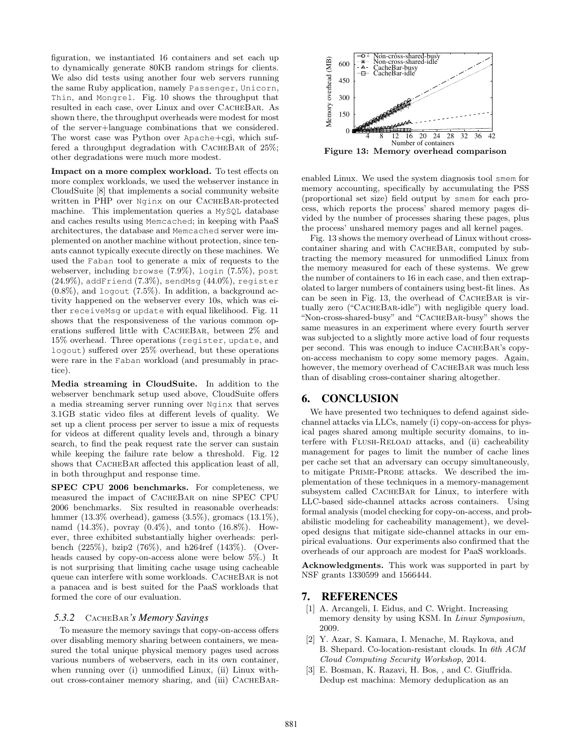figuration, we instantiated 16 containers and set each up to dynamically generate 80KB random strings for clients. We also did tests using another four web servers running the same Ruby application, namely Passenger, Unicorn, Thin, and Mongrel. Fig. 10 shows the throughput that resulted in each case, over Linux and over CacheBar. As shown there, the throughput overheads were modest for most of the server+language combinations that we considered. The worst case was Python over Apache+cgi, which suffered a throughput degradation with CacheBar of 25%; other degradations were much more modest.

**Impact on a more complex workload.** To test effects on more complex workloads, we used the webserver instance in CloudSuite [8] that implements a social community website written in PHP over Nginx on our CacheBar-protected machine. This implementation queries a MySQL database and caches results using Memcached; in keeping with PaaS architectures, the database and Memcached server were implemented on another machine without protection, since tenants cannot typically execute directly on these machines. We used the Faban tool to generate a mix of requests to the webserver, including browse (7.9%), login (7.5%), post (24.9%), addFriend (7.3%), sendMsg (44.0%), register (0.8%), and logout (7.5%). In addition, a background activity happened on the webserver every 10s, which was either receiveMsg or update with equal likelihood. Fig. 11 shows that the responsiveness of the various common operations suffered little with CacheBar, between 2% and 15% overhead. Three operations (register, update, and logout) suffered over 25% overhead, but these operations were rare in the Faban workload (and presumably in practice).

**Media streaming in CloudSuite.** In addition to the webserver benchmark setup used above, CloudSuite offers a media streaming server running over Nginx that serves 3.1GB static video files at different levels of quality. We set up a client process per server to issue a mix of requests for videos at different quality levels and, through a binary search, to find the peak request rate the server can sustain while keeping the failure rate below a threshold. Fig. 12 shows that CacheBar affected this application least of all, in both throughput and response time.

**SPEC CPU 2006 benchmarks.** For completeness, we measured the impact of CacheBar on nine SPEC CPU 2006 benchmarks. Six resulted in reasonable overheads: hmmer (13.3% overhead), gamess (3.5%), gromacs (13.1%), namd (14.3%), povray (0.4%), and tonto (16.8%). However, three exhibited substantially higher overheads: perlbench (225%), bzip2 (76%), and h264ref (143%). (Overheads caused by copy-on-access alone were below 5%.) It is not surprising that limiting cache usage using cacheable queue can interfere with some workloads. CacheBar is not a panacea and is best suited for the PaaS workloads that formed the core of our evaluation.

### 5.3.2 CacheBar's Memory Savings

To measure the memory savings that copy-on-access offers over disabling memory sharing between containers, we measured the total unique physical memory pages used across various numbers of webservers, each in its own container, when running over (i) unmodified Linux, (ii) Linux without cross-container memory sharing, and (iii) CacheBar-enabled Linux. We used the system diagnosis tool smem for memory accounting, specifically by accumulating the PSS (proportional set size) field output by smem for each process, which reports the process' shared memory pages divided by the number of processes sharing these pages, plus the process' unshared memory pages and all kernel pages.

Figure 13: Memory overhead comparison

Fig. 13 shows the memory overhead of Linux without cross-container sharing and with CacheBar, computed by subtracting the memory measured for unmodified Linux from the memory measured for each of these systems. We grew the number of containers to 16 in each case, and then extrapolated to larger numbers of containers using best-fit lines. As can be seen in Fig. 13, the overhead of CacheBar is virtually zero ("CacheBar-idle") with negligible query load. "Non-cross-shared-busy" and "CacheBar-busy" shows the same measures in an experiment where every fourth server was subjected to a slightly more active load of four requests per second. This was enough to induce CacheBar's copy-on-access mechanism to copy some memory pages. Again, however, the memory overhead of CacheBar was much less than of disabling cross-container sharing altogether.

## 6. CONCLUSION

We have presented two techniques to defend against side-channel attacks via LLCs, namely (i) copy-on-access for physical pages shared among multiple security domains, to interfere with Flush-Reload attacks, and (ii) cacheability management for pages to limit the number of cache lines per cache set that an adversary can occupy simultaneously, to mitigate Prime-Probe attacks. We described the implementation of these techniques in a memory-management subsystem called CacheBar for Linux, to interfere with LLC-based side-channel attacks across containers. Using formal analysis (model checking for copy-on-access, and probabilistic modeling for cacheability management), we developed designs that mitigate side-channel attacks in our empirical evaluations. Our experiments also confirmed that the overheads of our approach are modest for PaaS workloads.

**Acknowledgments.** This work was supported in part by NSF grants 1330599 and 1566444.

## 7. REFERENCES

[1] A. Arcangeli, I. Eidus, and C. Wright. Increasing memory density by using KSM. In *Linux Symposium*, 2009.

[2] Y. Azar, S. Kamara, I. Menache, M. Raykova, and B. Shepard. Co-location-resistant clouds. In *6th ACM Cloud Computing Security Workshop*, 2014.

[3] E. Bosman, K. Razavi, H. Bos, , and C. Giuffrida. Dedup est machina: Memory deduplication as an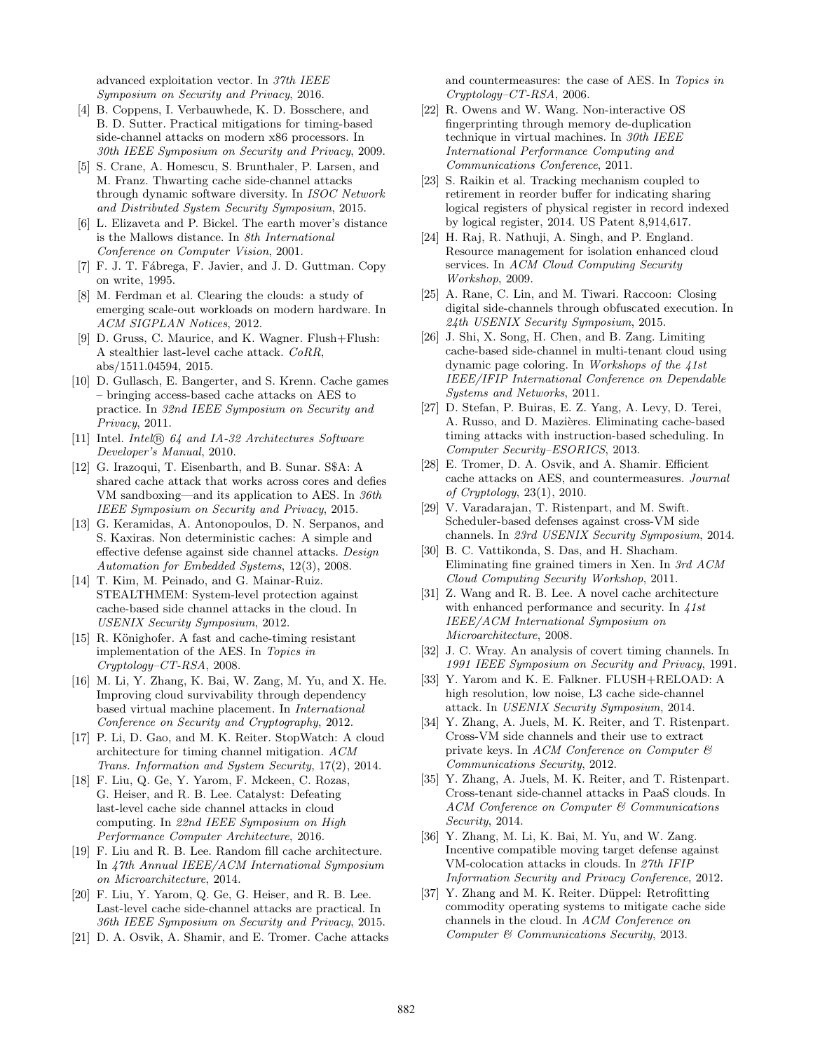advanced exploitation vector. In *37th IEEE Symposium on Security and Privacy*, 2016.

[4] B. Coppens, I. Verbauwhede, K. D. Bosschere, and B. D. Sutter. Practical mitigations for timing-based side-channel attacks on modern x86 processors. In *30th IEEE Symposium on Security and Privacy*, 2009.

[5] S. Crane, A. Homescu, S. Brunthaler, P. Larsen, and M. Franz. Thwarting cache side-channel attacks through dynamic software diversity. In *ISOC Network and Distributed System Security Symposium*, 2015.

[6] L. Elizaveta and P. Bickel. The earth mover's distance is the Mallows distance. In *8th International Conference on Computer Vision*, 2001.

[7] F. J. T. Fábrega, F. Javier, and J. D. Guttman. Copy on write, 1995.

[8] M. Ferdman et al. Clearing the clouds: a study of emerging scale-out workloads on modern hardware. In *ACM SIGPLAN Notices*, 2012.

[9] D. Gruss, C. Maurice, and K. Wagner. Flush+Flush: A stealthier last-level cache attack. *CoRR*, abs/1511.04594, 2015.

[10] D. Gullasch, E. Bangerter, and S. Krenn. Cache games – bringing access-based cache attacks on AES to practice. In *32nd IEEE Symposium on Security and Privacy*, 2011.

[11] Intel. *Intel® 64 and IA-32 Architectures Software Developer's Manual*, 2010.

[12] G. Irazoqui, T. Eisenbarth, and B. Sunar. S$A: A shared cache attack that works across cores and defies VM sandboxing—and its application to AES. In *36th IEEE Symposium on Security and Privacy*, 2015.

[13] G. Keramidas, A. Antonopoulos, D. N. Serpanos, and S. Kaxiras. Non deterministic caches: A simple and effective defense against side channel attacks. *Design Automation for Embedded Systems*, 12(3), 2008.

[14] T. Kim, M. Peinado, and G. Mainar-Ruiz. STEALTHMEM: System-level protection against cache-based side channel attacks in the cloud. In *USENIX Security Symposium*, 2012.

[15] R. Könighofer. A fast and cache-timing resistant implementation of the AES. In *Topics in Cryptology–CT-RSA*, 2008.

[16] M. Li, Y. Zhang, K. Bai, W. Zang, M. Yu, and X. He. Improving cloud survivability through dependency based virtual machine placement. In *International Conference on Security and Cryptography*, 2012.

[17] P. Li, D. Gao, and M. K. Reiter. StopWatch: A cloud architecture for timing channel mitigation. *ACM Trans. Information and System Security*, 17(2), 2014.

[18] F. Liu, Q. Ge, Y. Yarom, F. Mckeen, C. Rozas, G. Heiser, and R. B. Lee. Catalyst: Defeating last-level cache side channel attacks in cloud computing. In *22nd IEEE Symposium on High Performance Computer Architecture*, 2016.

[19] F. Liu and R. B. Lee. Random fill cache architecture. In *47th Annual IEEE/ACM International Symposium on Microarchitecture*, 2014.

[20] F. Liu, Y. Yarom, Q. Ge, G. Heiser, and R. B. Lee. Last-level cache side-channel attacks are practical. In *36th IEEE Symposium on Security and Privacy*, 2015.

[21] D. A. Osvik, A. Shamir, and E. Tromer. Cache attacks and countermeasures: the case of AES. In *Topics in Cryptology–CT-RSA*, 2006.

[22] R. Owens and W. Wang. Non-interactive OS fingerprinting through memory de-duplication technique in virtual machines. In *30th IEEE International Performance Computing and Communications Conference*, 2011.

[23] S. Raikin et al. Tracking mechanism coupled to retirement in reorder buffer for indicating sharing logical registers of physical register in record indexed by logical register, 2014. US Patent 8,914,617.

[24] H. Raj, R. Nathuji, A. Singh, and P. England. Resource management for isolation enhanced cloud services. In *ACM Cloud Computing Security Workshop*, 2009.

[25] A. Rane, C. Lin, and M. Tiwari. Raccoon: Closing digital side-channels through obfuscated execution. In *24th USENIX Security Symposium*, 2015.

[26] J. Shi, X. Song, H. Chen, and B. Zang. Limiting cache-based side-channel in multi-tenant cloud using dynamic page coloring. In *Workshops of the 41st IEEE/IFIP International Conference on Dependable Systems and Networks*, 2011.

[27] D. Stefan, P. Buiras, E. Z. Yang, A. Levy, D. Terei, A. Russo, and D. Mazières. Eliminating cache-based timing attacks with instruction-based scheduling. In *Computer Security–ESORICS*, 2013.

[28] E. Tromer, D. A. Osvik, and A. Shamir. Efficient cache attacks on AES, and countermeasures. *Journal of Cryptology*, 23(1), 2010.

[29] V. Varadarajan, T. Ristenpart, and M. Swift. Scheduler-based defenses against cross-VM side channels. In *23rd USENIX Security Symposium*, 2014.

[30] B. C. Vattikonda, S. Das, and H. Shacham. Eliminating fine grained timers in Xen. In *3rd ACM Cloud Computing Security Workshop*, 2011.

[31] Z. Wang and R. B. Lee. A novel cache architecture with enhanced performance and security. In *41st IEEE/ACM International Symposium on Microarchitecture*, 2008.

[32] J. C. Wray. An analysis of covert timing channels. In *1991 IEEE Symposium on Security and Privacy*, 1991.

[33] Y. Yarom and K. E. Falkner. FLUSH+RELOAD: A high resolution, low noise, L3 cache side-channel attack. In *USENIX Security Symposium*, 2014.

[34] Y. Zhang, A. Juels, M. K. Reiter, and T. Ristenpart. Cross-VM side channels and their use to extract private keys. In *ACM Conference on Computer & Communications Security*, 2012.

[35] Y. Zhang, A. Juels, M. K. Reiter, and T. Ristenpart. Cross-tenant side-channel attacks in PaaS clouds. In *ACM Conference on Computer & Communications Security*, 2014.

[36] Y. Zhang, M. Li, K. Bai, M. Yu, and W. Zang. Incentive compatible moving target defense against VM-colocation attacks in clouds. In *27th IFIP Information Security and Privacy Conference*, 2012.

[37] Y. Zhang and M. K. Reiter. Düppel: Retrofitting commodity operating systems to mitigate cache side channels in the cloud. In *ACM Conference on Computer & Communications Security*, 2013.